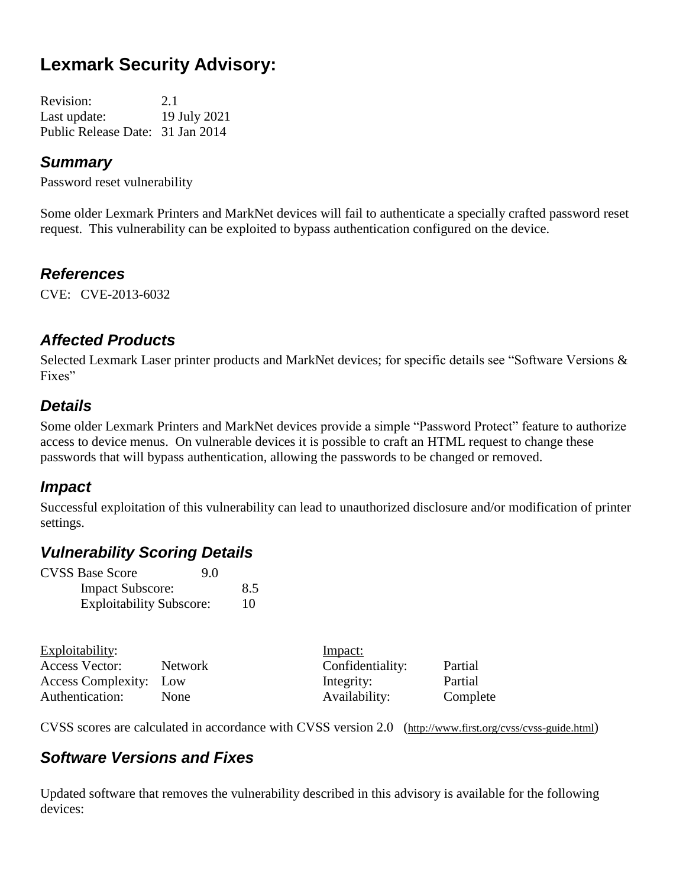# Lexmark Security Advisory:

Revision: 2.1
Last update: 19 July 2021
Public Release Date: 31 Jan 2014

## *Summary*

Password reset vulnerability

Some older Lexmark Printers and MarkNet devices will fail to authenticate a specially crafted password reset request. This vulnerability can be exploited to bypass authentication configured on the device.

## *References*

CVE: CVE-2013-6032

## *Affected Products*

Selected Lexmark Laser printer products and MarkNet devices; for specific details see "Software Versions & Fixes"

## *Details*

Some older Lexmark Printers and MarkNet devices provide a simple "Password Protect" feature to authorize access to device menus. On vulnerable devices it is possible to craft an HTML request to change these passwords that will bypass authentication, allowing the passwords to be changed or removed.

## *Impact*

Successful exploitation of this vulnerability can lead to unauthorized disclosure and/or modification of printer settings.

## *Vulnerability Scoring Details*

CVSS Base Score 9.0
- Impact Subscore: 8.5
- Exploitability Subscore: 10

| Exploitability: | | Impact: | |
|---|---|---|---|
| Access Vector: | Network | Confidentiality: | Partial |
| Access Complexity: | Low | Integrity: | Partial |
| Authentication: | None | Availability: | Complete |

CVSS scores are calculated in accordance with CVSS version 2.0 (http://www.first.org/cvss/cvss-guide.html)

## *Software Versions and Fixes*

Updated software that removes the vulnerability described in this advisory is available for the following devices: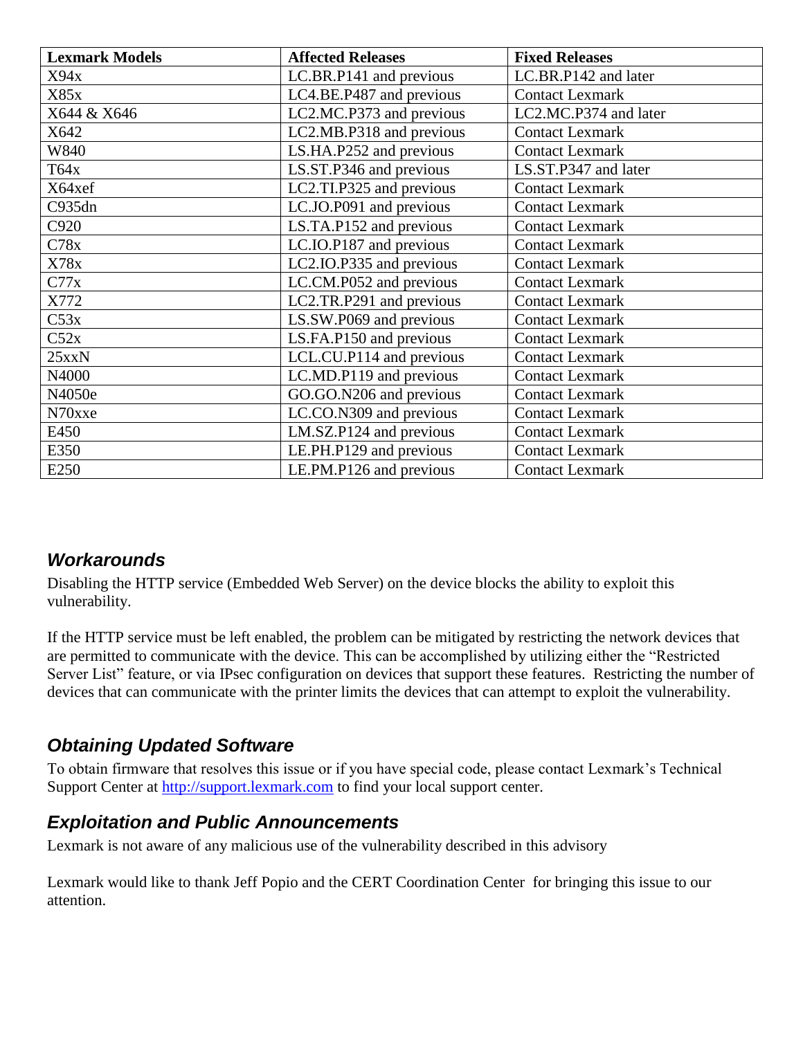| Lexmark Models | Affected Releases | Fixed Releases |
| --- | --- | --- |
| X94x | LC.BR.P141 and previous | LC.BR.P142 and later |
| X85x | LC4.BE.P487 and previous | Contact Lexmark |
| X644 & X646 | LC2.MC.P373 and previous | LC2.MC.P374 and later |
| X642 | LC2.MB.P318 and previous | Contact Lexmark |
| W840 | LS.HA.P252 and previous | Contact Lexmark |
| T64x | LS.ST.P346 and previous | LS.ST.P347 and later |
| X64xef | LC2.TI.P325 and previous | Contact Lexmark |
| C935dn | LC.JO.P091 and previous | Contact Lexmark |
| C920 | LS.TA.P152 and previous | Contact Lexmark |
| C78x | LC.IO.P187 and previous | Contact Lexmark |
| X78x | LC2.IO.P335 and previous | Contact Lexmark |
| C77x | LC.CM.P052 and previous | Contact Lexmark |
| X772 | LC2.TR.P291 and previous | Contact Lexmark |
| C53x | LS.SW.P069 and previous | Contact Lexmark |
| C52x | LS.FA.P150 and previous | Contact Lexmark |
| 25xxN | LCL.CU.P114 and previous | Contact Lexmark |
| N4000 | LC.MD.P119 and previous | Contact Lexmark |
| N4050e | GO.GO.N206 and previous | Contact Lexmark |
| N70xxe | LC.CO.N309 and previous | Contact Lexmark |
| E450 | LM.SZ.P124 and previous | Contact Lexmark |
| E350 | LE.PH.P129 and previous | Contact Lexmark |
| E250 | LE.PM.P126 and previous | Contact Lexmark |

## *Workarounds*

Disabling the HTTP service (Embedded Web Server) on the device blocks the ability to exploit this vulnerability.

If the HTTP service must be left enabled, the problem can be mitigated by restricting the network devices that are permitted to communicate with the device. This can be accomplished by utilizing either the "Restricted Server List" feature, or via IPsec configuration on devices that support these features. Restricting the number of devices that can communicate with the printer limits the devices that can attempt to exploit the vulnerability.

## *Obtaining Updated Software*

To obtain firmware that resolves this issue or if you have special code, please contact Lexmark's Technical Support Center at http://support.lexmark.com to find your local support center.

## *Exploitation and Public Announcements*

Lexmark is not aware of any malicious use of the vulnerability described in this advisory

Lexmark would like to thank Jeff Popio and the CERT Coordination Center for bringing this issue to our attention.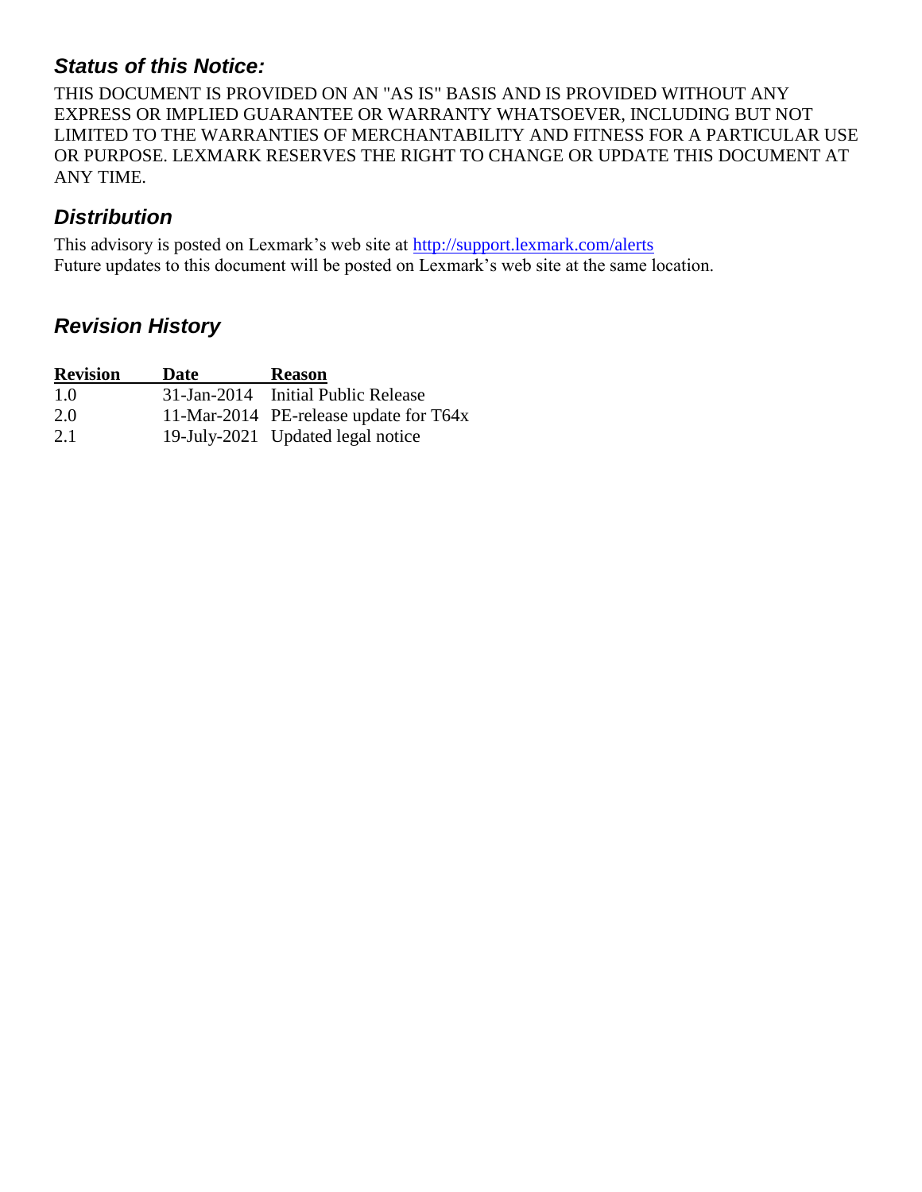## *Status of this Notice:*

THIS DOCUMENT IS PROVIDED ON AN "AS IS" BASIS AND IS PROVIDED WITHOUT ANY EXPRESS OR IMPLIED GUARANTEE OR WARRANTY WHATSOEVER, INCLUDING BUT NOT LIMITED TO THE WARRANTIES OF MERCHANTABILITY AND FITNESS FOR A PARTICULAR USE OR PURPOSE. LEXMARK RESERVES THE RIGHT TO CHANGE OR UPDATE THIS DOCUMENT AT ANY TIME.

## *Distribution*

This advisory is posted on Lexmark's web site at [http://support.lexmark.com/alerts](http://support.lexmark.com/alerts)
Future updates to this document will be posted on Lexmark's web site at the same location.

## *Revision History*

| Revision | Date | Reason |
|---|---|---|
| 1.0 | 31-Jan-2014 | Initial Public Release |
| 2.0 | 11-Mar-2014 | PE-release update for T64x |
| 2.1 | 19-July-2021 | Updated legal notice |